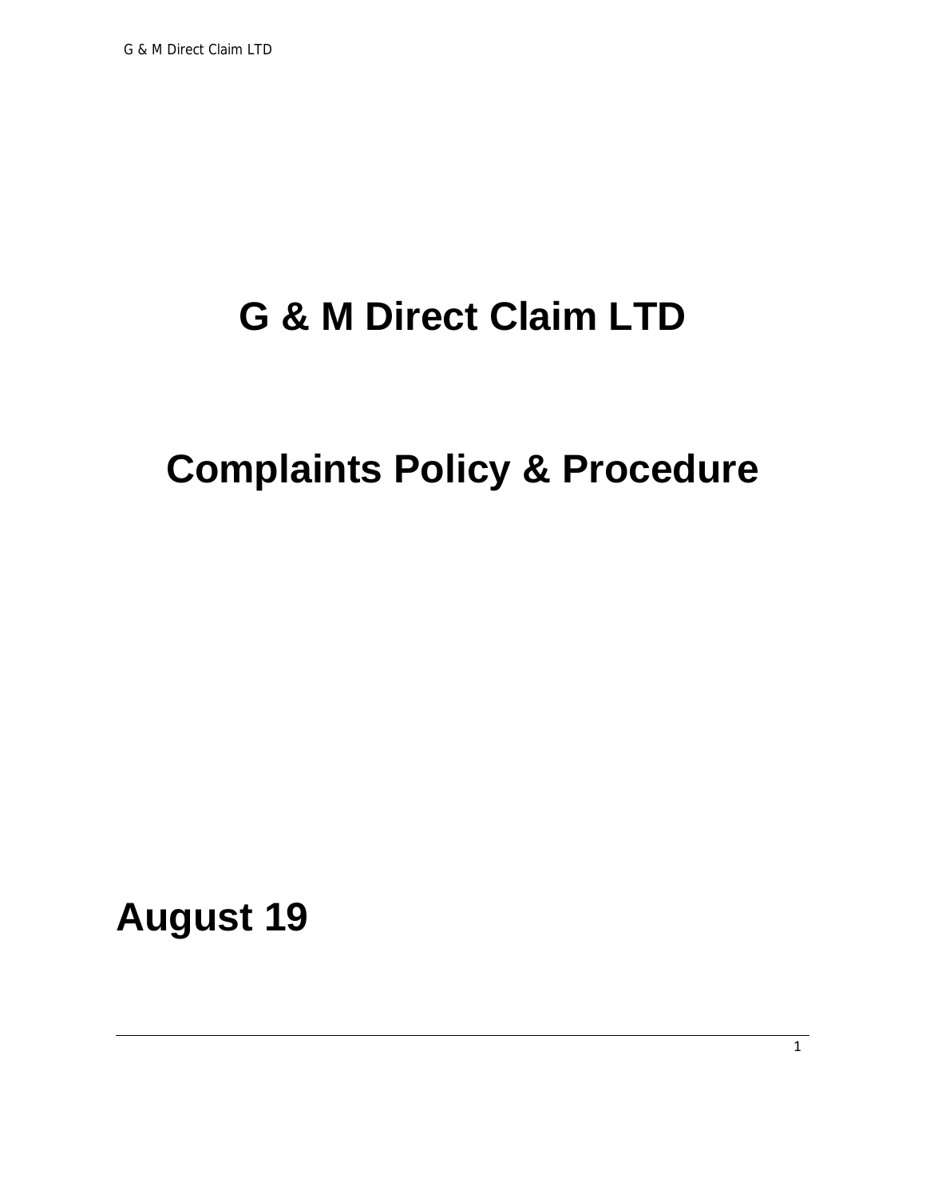# G & M Direct Claim LTD

# Complaints Policy & Procedure

**August 19**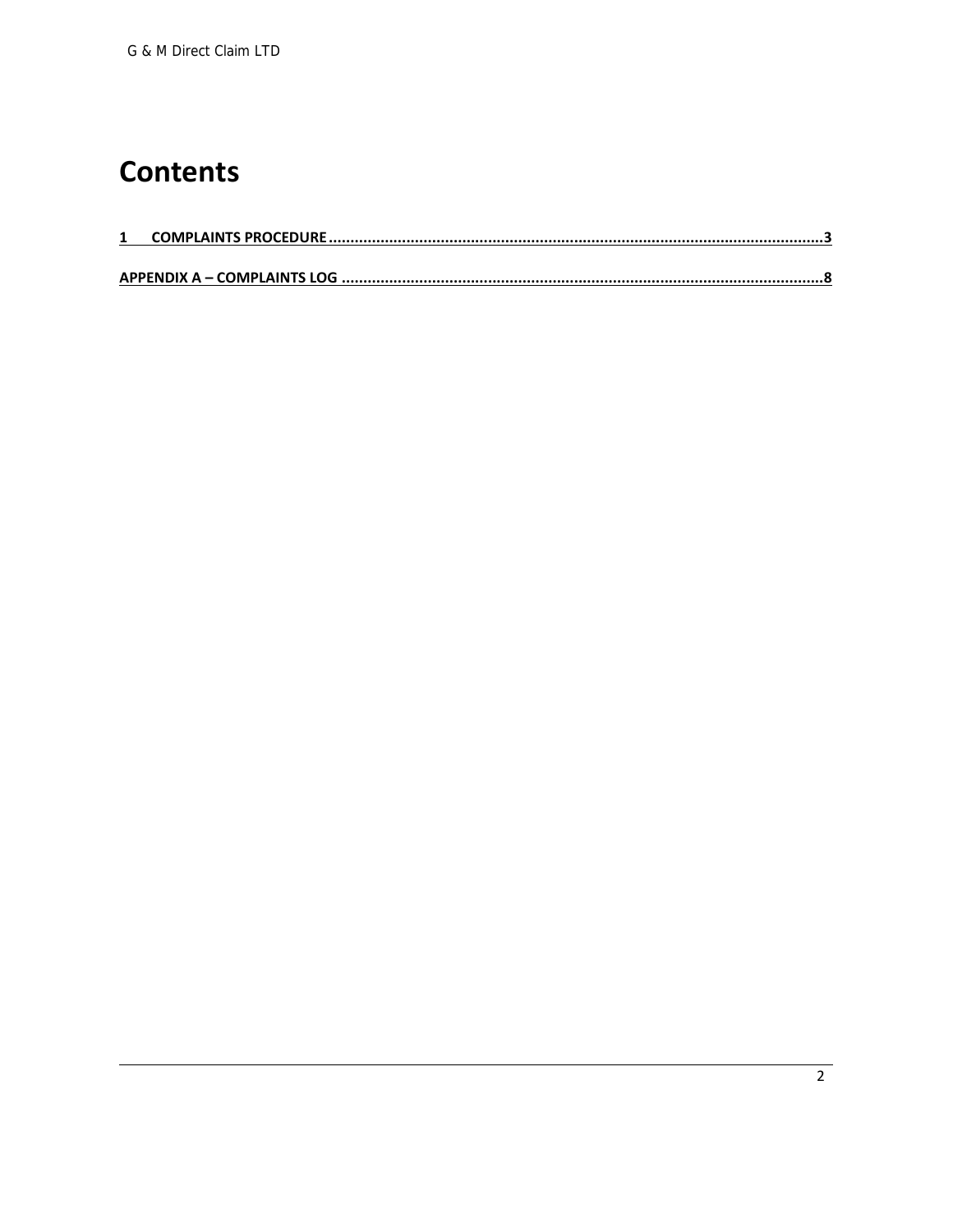# Contents

1 COMPLAINTS PROCEDURE ........................................................................................................................3

APPENDIX A – COMPLAINTS LOG ..........................................................................................................8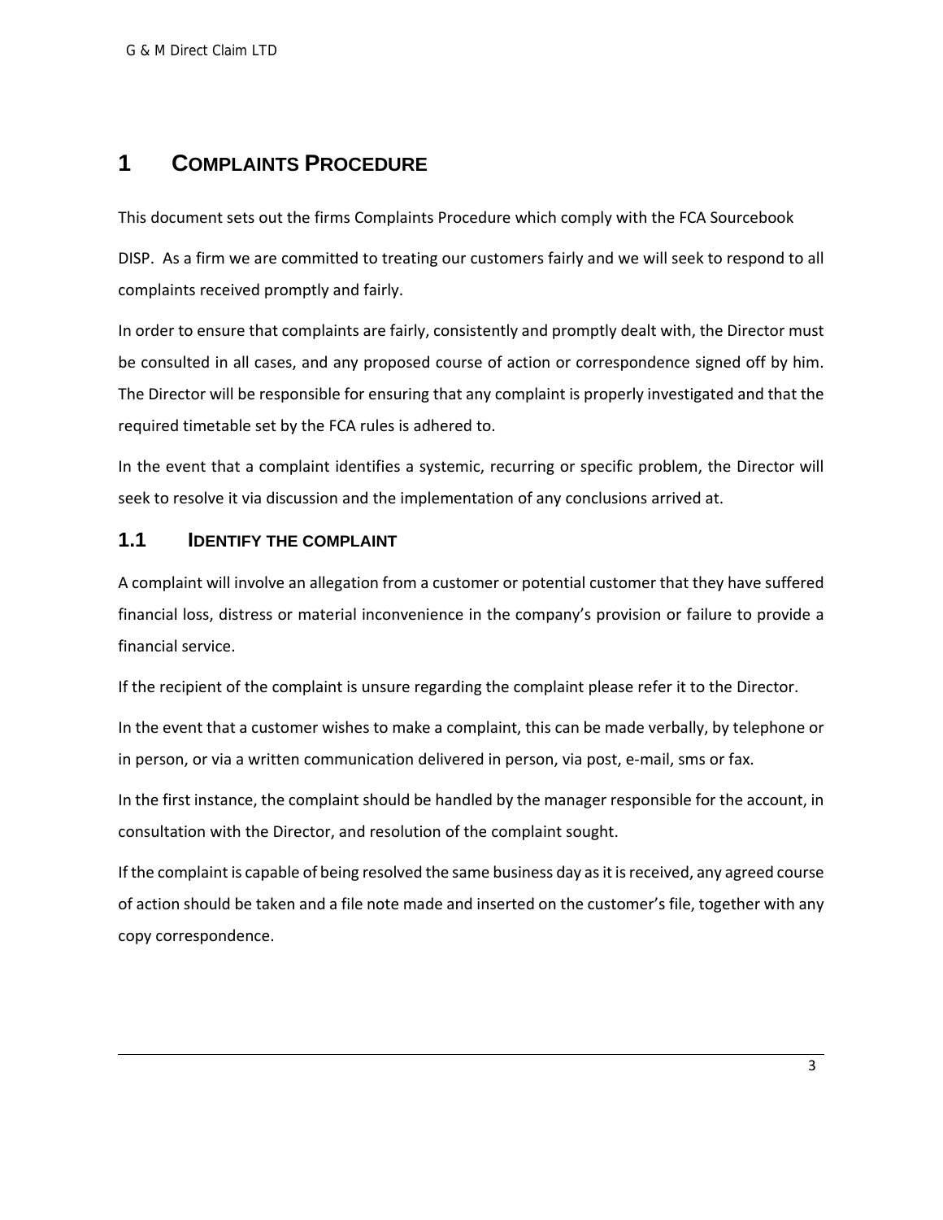# 1 Complaints Procedure

This document sets out the firms Complaints Procedure which comply with the FCA Sourcebook DISP. As a firm we are committed to treating our customers fairly and we will seek to respond to all complaints received promptly and fairly.

In order to ensure that complaints are fairly, consistently and promptly dealt with, the Director must be consulted in all cases, and any proposed course of action or correspondence signed off by him. The Director will be responsible for ensuring that any complaint is properly investigated and that the required timetable set by the FCA rules is adhered to.

In the event that a complaint identifies a systemic, recurring or specific problem, the Director will seek to resolve it via discussion and the implementation of any conclusions arrived at.

## 1.1 Identify the complaint

A complaint will involve an allegation from a customer or potential customer that they have suffered financial loss, distress or material inconvenience in the company's provision or failure to provide a financial service.

If the recipient of the complaint is unsure regarding the complaint please refer it to the Director.

In the event that a customer wishes to make a complaint, this can be made verbally, by telephone or in person, or via a written communication delivered in person, via post, e-mail, sms or fax.

In the first instance, the complaint should be handled by the manager responsible for the account, in consultation with the Director, and resolution of the complaint sought.

If the complaint is capable of being resolved the same business day as it is received, any agreed course of action should be taken and a file note made and inserted on the customer's file, together with any copy correspondence.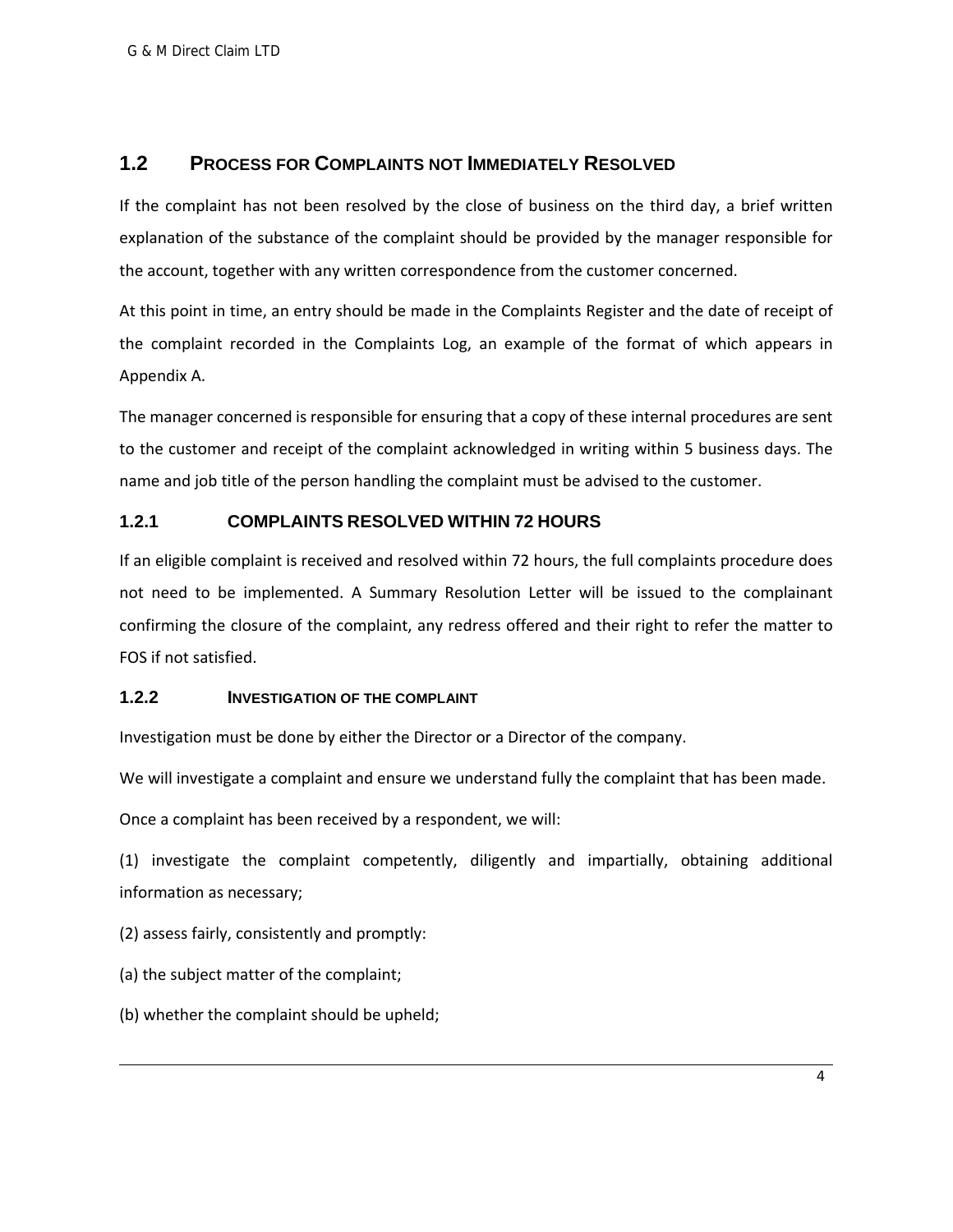## 1.2 Process for Complaints not Immediately Resolved

If the complaint has not been resolved by the close of business on the third day, a brief written explanation of the substance of the complaint should be provided by the manager responsible for the account, together with any written correspondence from the customer concerned.

At this point in time, an entry should be made in the Complaints Register and the date of receipt of the complaint recorded in the Complaints Log, an example of the format of which appears in Appendix A.

The manager concerned is responsible for ensuring that a copy of these internal procedures are sent to the customer and receipt of the complaint acknowledged in writing within 5 business days. The name and job title of the person handling the complaint must be advised to the customer.

### 1.2.1 COMPLAINTS RESOLVED WITHIN 72 HOURS

If an eligible complaint is received and resolved within 72 hours, the full complaints procedure does not need to be implemented. A Summary Resolution Letter will be issued to the complainant confirming the closure of the complaint, any redress offered and their right to refer the matter to FOS if not satisfied.

### 1.2.2 Investigation of the complaint

Investigation must be done by either the Director or a Director of the company.

We will investigate a complaint and ensure we understand fully the complaint that has been made.

Once a complaint has been received by a respondent, we will:

(1) investigate the complaint competently, diligently and impartially, obtaining additional information as necessary;

(2) assess fairly, consistently and promptly:

(a) the subject matter of the complaint;

(b) whether the complaint should be upheld;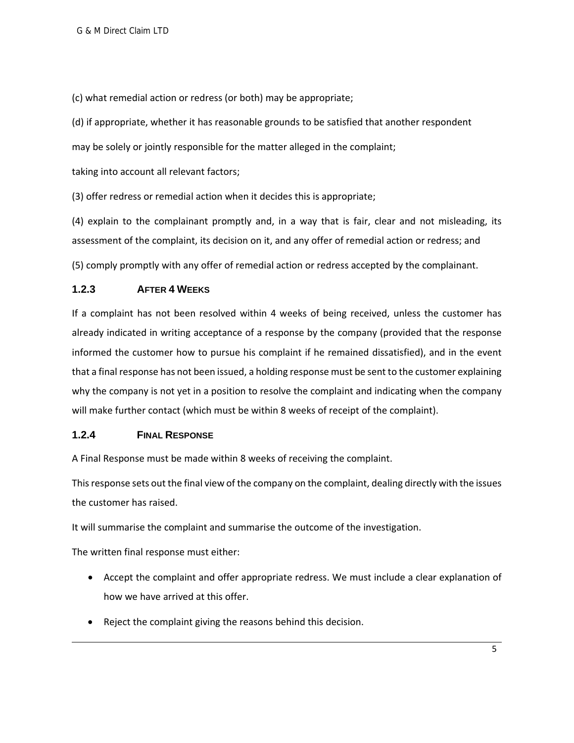(c) what remedial action or redress (or both) may be appropriate;

(d) if appropriate, whether it has reasonable grounds to be satisfied that another respondent may be solely or jointly responsible for the matter alleged in the complaint;

taking into account all relevant factors;

(3) offer redress or remedial action when it decides this is appropriate;

(4) explain to the complainant promptly and, in a way that is fair, clear and not misleading, its assessment of the complaint, its decision on it, and any offer of remedial action or redress; and

(5) comply promptly with any offer of remedial action or redress accepted by the complainant.

### 1.2.3 After 4 Weeks

If a complaint has not been resolved within 4 weeks of being received, unless the customer has already indicated in writing acceptance of a response by the company (provided that the response informed the customer how to pursue his complaint if he remained dissatisfied), and in the event that a final response has not been issued, a holding response must be sent to the customer explaining why the company is not yet in a position to resolve the complaint and indicating when the company will make further contact (which must be within 8 weeks of receipt of the complaint).

### 1.2.4 Final Response

A Final Response must be made within 8 weeks of receiving the complaint.

This response sets out the final view of the company on the complaint, dealing directly with the issues the customer has raised.

It will summarise the complaint and summarise the outcome of the investigation.

The written final response must either:

- Accept the complaint and offer appropriate redress. We must include a clear explanation of how we have arrived at this offer.
- Reject the complaint giving the reasons behind this decision.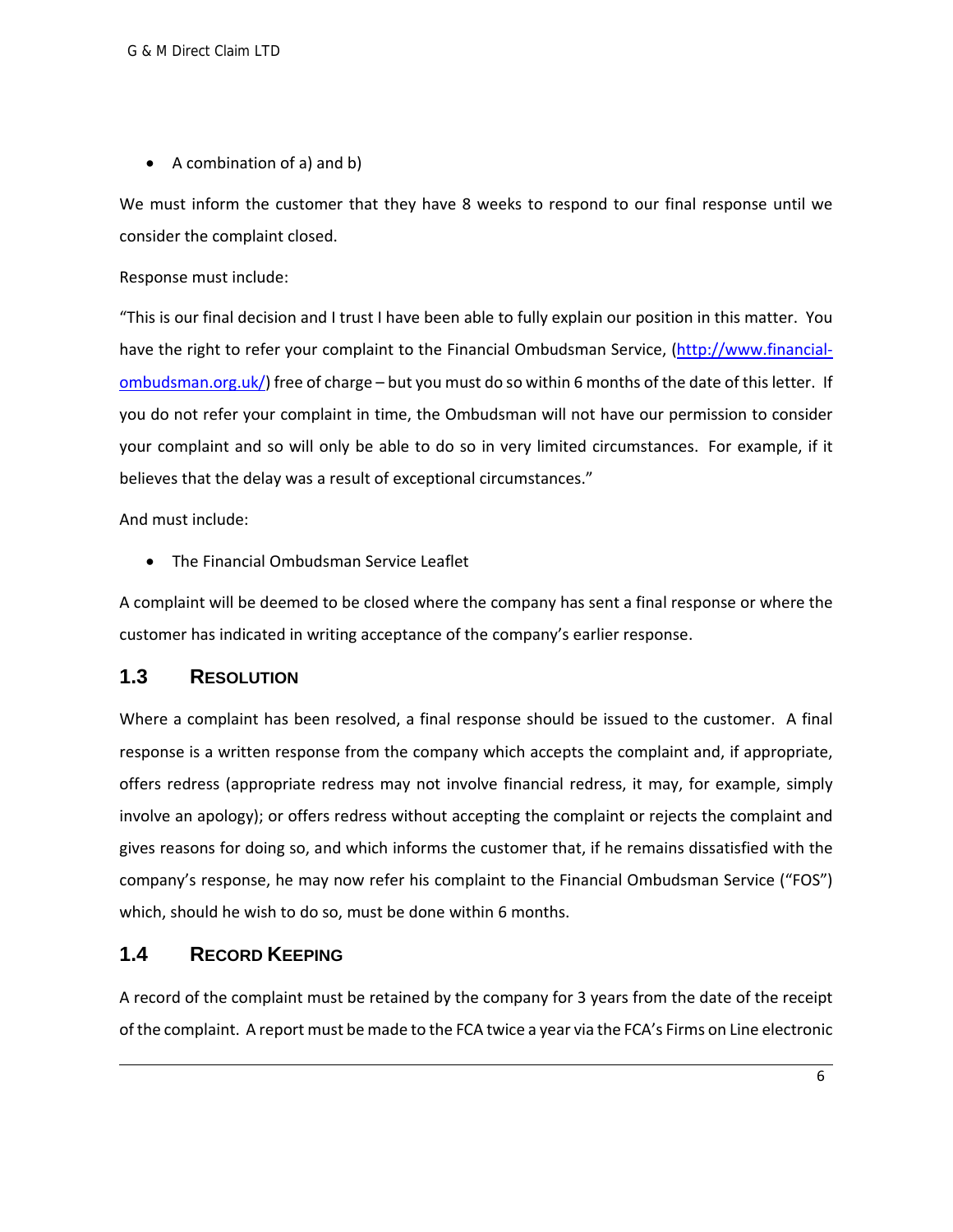- A combination of a) and b)

We must inform the customer that they have 8 weeks to respond to our final response until we consider the complaint closed.

Response must include:

"This is our final decision and I trust I have been able to fully explain our position in this matter. You have the right to refer your complaint to the Financial Ombudsman Service, (http://www.financial-ombudsman.org.uk/) free of charge – but you must do so within 6 months of the date of this letter. If you do not refer your complaint in time, the Ombudsman will not have our permission to consider your complaint and so will only be able to do so in very limited circumstances. For example, if it believes that the delay was a result of exceptional circumstances."

And must include:

- The Financial Ombudsman Service Leaflet

A complaint will be deemed to be closed where the company has sent a final response or where the customer has indicated in writing acceptance of the company's earlier response.

## 1.3 Resolution

Where a complaint has been resolved, a final response should be issued to the customer. A final response is a written response from the company which accepts the complaint and, if appropriate, offers redress (appropriate redress may not involve financial redress, it may, for example, simply involve an apology); or offers redress without accepting the complaint or rejects the complaint and gives reasons for doing so, and which informs the customer that, if he remains dissatisfied with the company's response, he may now refer his complaint to the Financial Ombudsman Service ("FOS") which, should he wish to do so, must be done within 6 months.

## 1.4 Record Keeping

A record of the complaint must be retained by the company for 3 years from the date of the receipt of the complaint. A report must be made to the FCA twice a year via the FCA's Firms on Line electronic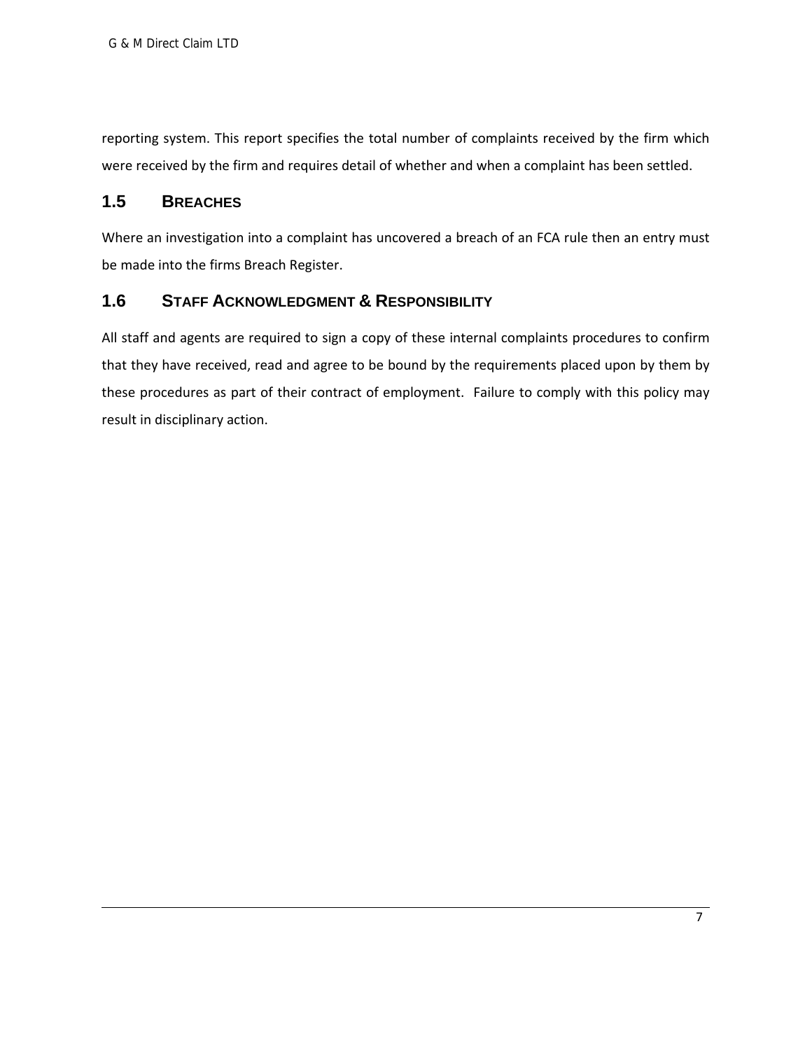reporting system. This report specifies the total number of complaints received by the firm which were received by the firm and requires detail of whether and when a complaint has been settled.

## 1.5 Breaches

Where an investigation into a complaint has uncovered a breach of an FCA rule then an entry must be made into the firms Breach Register.

## 1.6 Staff Acknowledgment & Responsibility

All staff and agents are required to sign a copy of these internal complaints procedures to confirm that they have received, read and agree to be bound by the requirements placed upon by them by these procedures as part of their contract of employment.  Failure to comply with this policy may result in disciplinary action.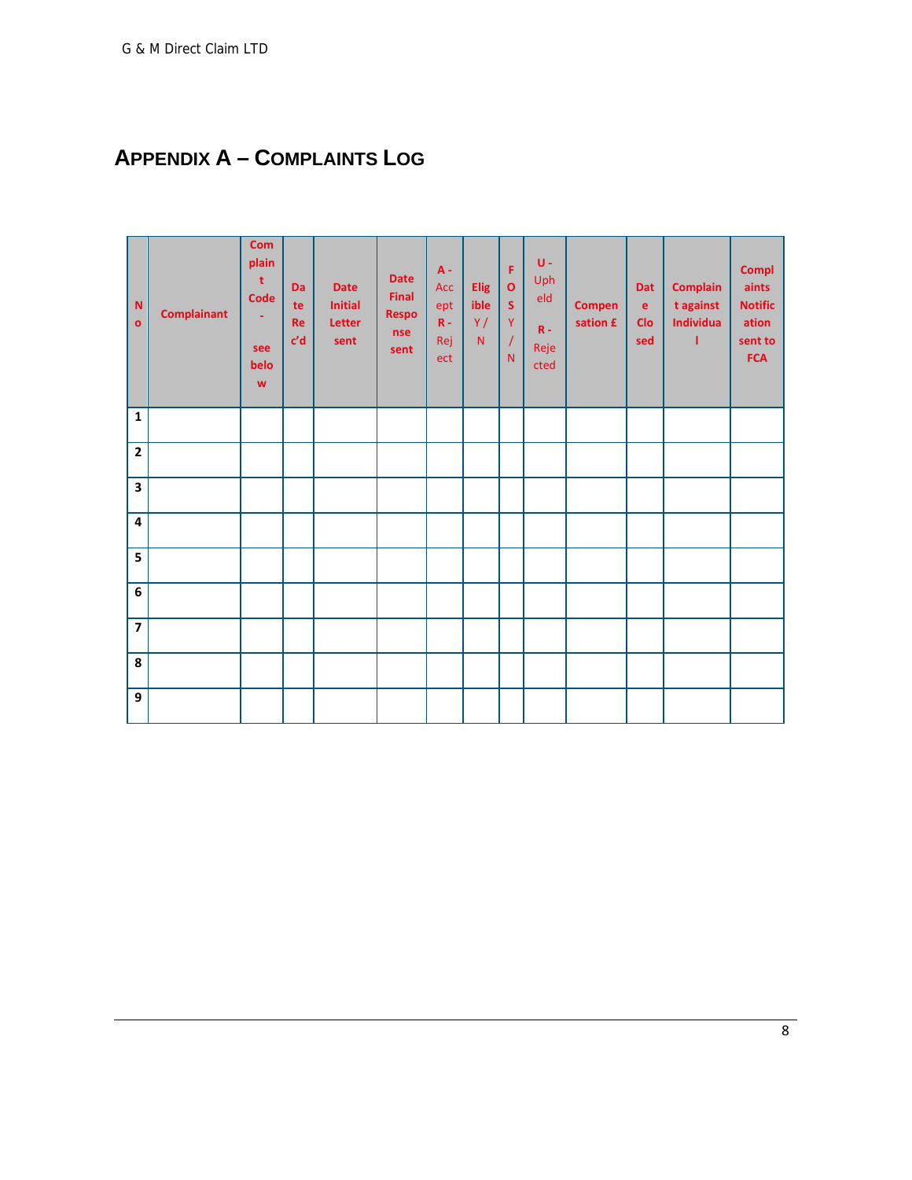## APPENDIX A – COMPLAINTS LOG

| No | Complainant | Complaint Code - see below | Date Rec'd | Date Initial Letter sent | Date Final Response sent | A - Accept R - Reject | Eligible Y / N | FOS Y / N | U - Upheld R - Rejected | Compensation £ | Date Closed | Complaint against Individual | Complaints Notification sent to FCA |
|---|---|---|---|---|---|---|---|---|---|---|---|---|---|
| 1 | | | | | | | | | | | | | |
| 2 | | | | | | | | | | | | | |
| 3 | | | | | | | | | | | | | |
| 4 | | | | | | | | | | | | | |
| 5 | | | | | | | | | | | | | |
| 6 | | | | | | | | | | | | | |
| 7 | | | | | | | | | | | | | |
| 8 | | | | | | | | | | | | | |
| 9 | | | | | | | | | | | | | |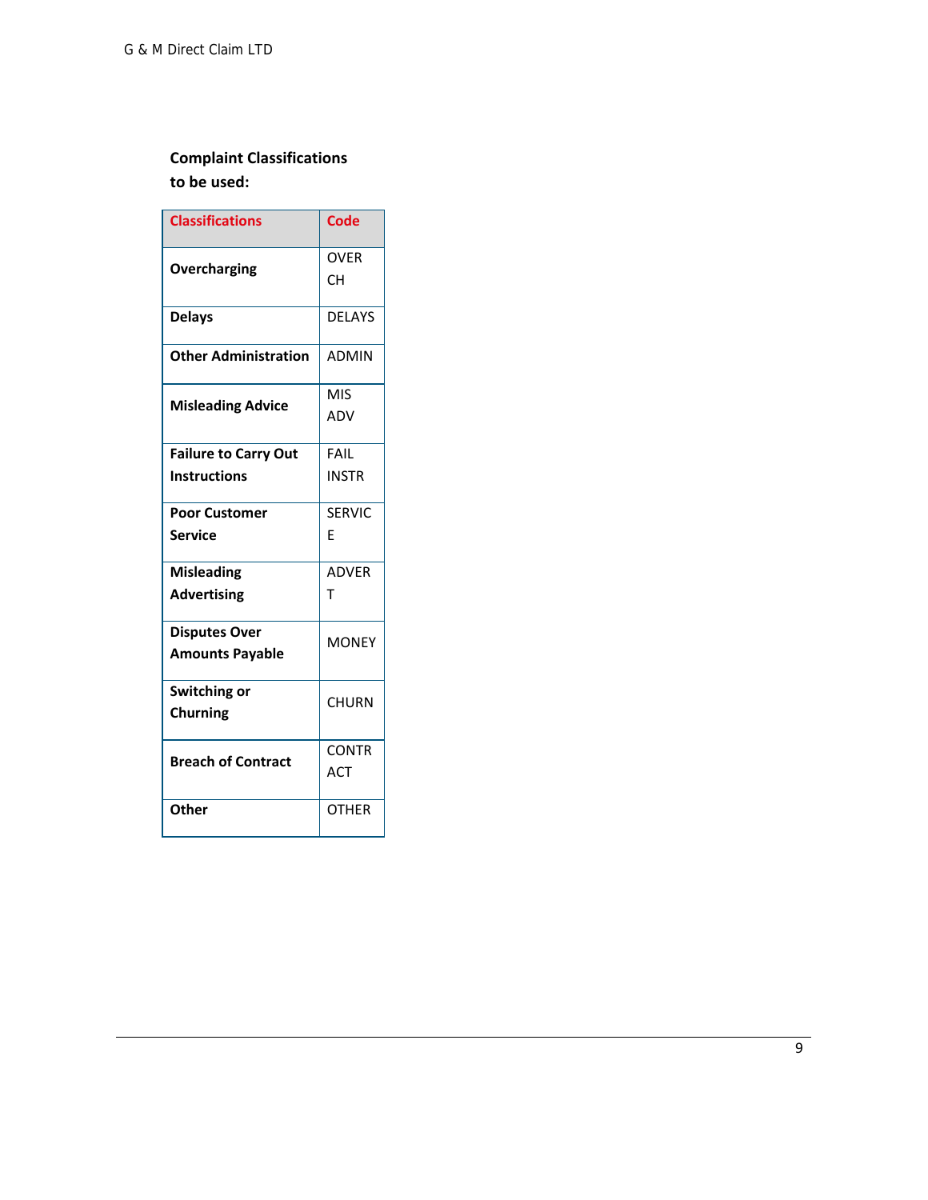**Complaint Classifications to be used:**

| Classifications | Code |
|---|---|
| **Overcharging** | OVER CH |
| **Delays** | DELAYS |
| **Other Administration** | ADMIN |
| **Misleading Advice** | MIS ADV |
| **Failure to Carry Out Instructions** | FAIL INSTR |
| **Poor Customer Service** | SERVICE |
| **Misleading Advertising** | ADVERT |
| **Disputes Over Amounts Payable** | MONEY |
| **Switching or Churning** | CHURN |
| **Breach of Contract** | CONTRACT |
| **Other** | OTHER |